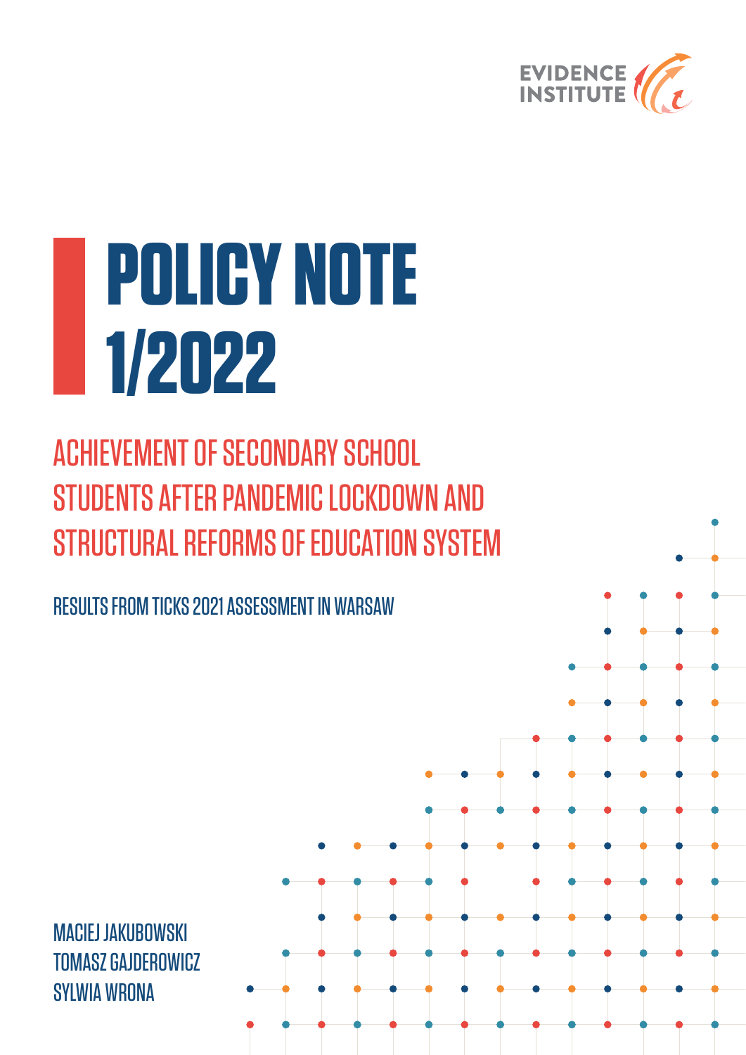EVIDENCE INSTITUTE

# POLICY NOTE 1/2022

## ACHIEVEMENT OF SECONDARY SCHOOL STUDENTS AFTER PANDEMIC LOCKDOWN AND STRUCTURAL REFORMS OF EDUCATION SYSTEM

### RESULTS FROM TICKS 2021 ASSESSMENT IN WARSAW

MACIEJ JAKUBOWSKI
TOMASZ GAJDEROWICZ
SYLWIA WRONA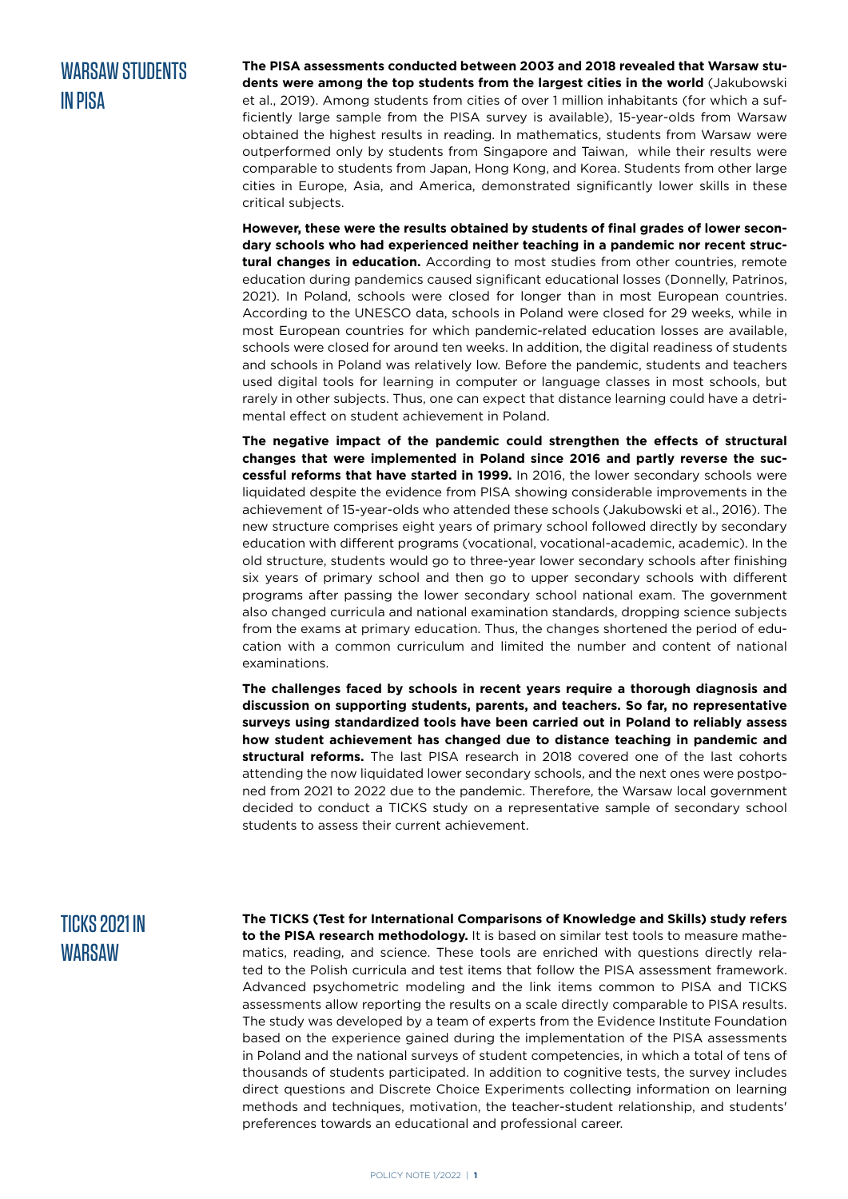## WARSAW STUDENTS IN PISA

**The PISA assessments conducted between 2003 and 2018 revealed that Warsaw students were among the top students from the largest cities in the world** (Jakubowski et al., 2019). Among students from cities of over 1 million inhabitants (for which a sufficiently large sample from the PISA survey is available), 15-year-olds from Warsaw obtained the highest results in reading. In mathematics, students from Warsaw were outperformed only by students from Singapore and Taiwan, while their results were comparable to students from Japan, Hong Kong, and Korea. Students from other large cities in Europe, Asia, and America, demonstrated significantly lower skills in these critical subjects.

**However, these were the results obtained by students of final grades of lower secondary schools who had experienced neither teaching in a pandemic nor recent structural changes in education.** According to most studies from other countries, remote education during pandemics caused significant educational losses (Donnelly, Patrinos, 2021). In Poland, schools were closed for longer than in most European countries. According to the UNESCO data, schools in Poland were closed for 29 weeks, while in most European countries for which pandemic-related education losses are available, schools were closed for around ten weeks. In addition, the digital readiness of students and schools in Poland was relatively low. Before the pandemic, students and teachers used digital tools for learning in computer or language classes in most schools, but rarely in other subjects. Thus, one can expect that distance learning could have a detrimental effect on student achievement in Poland.

**The negative impact of the pandemic could strengthen the effects of structural changes that were implemented in Poland since 2016 and partly reverse the successful reforms that have started in 1999.** In 2016, the lower secondary schools were liquidated despite the evidence from PISA showing considerable improvements in the achievement of 15-year-olds who attended these schools (Jakubowski et al., 2016). The new structure comprises eight years of primary school followed directly by secondary education with different programs (vocational, vocational-academic, academic). In the old structure, students would go to three-year lower secondary schools after finishing six years of primary school and then go to upper secondary schools with different programs after passing the lower secondary school national exam. The government also changed curricula and national examination standards, dropping science subjects from the exams at primary education. Thus, the changes shortened the period of education with a common curriculum and limited the number and content of national examinations.

**The challenges faced by schools in recent years require a thorough diagnosis and discussion on supporting students, parents, and teachers. So far, no representative surveys using standardized tools have been carried out in Poland to reliably assess how student achievement has changed due to distance teaching in pandemic and structural reforms.** The last PISA research in 2018 covered one of the last cohorts attending the now liquidated lower secondary schools, and the next ones were postponed from 2021 to 2022 due to the pandemic. Therefore, the Warsaw local government decided to conduct a TICKS study on a representative sample of secondary school students to assess their current achievement.

## TICKS 2021 IN WARSAW

**The TICKS (Test for International Comparisons of Knowledge and Skills) study refers to the PISA research methodology.** It is based on similar test tools to measure mathematics, reading, and science. These tools are enriched with questions directly related to the Polish curricula and test items that follow the PISA assessment framework. Advanced psychometric modeling and the link items common to PISA and TICKS assessments allow reporting the results on a scale directly comparable to PISA results. The study was developed by a team of experts from the Evidence Institute Foundation based on the experience gained during the implementation of the PISA assessments in Poland and the national surveys of student competencies, in which a total of tens of thousands of students participated. In addition to cognitive tests, the survey includes direct questions and Discrete Choice Experiments collecting information on learning methods and techniques, motivation, the teacher-student relationship, and students' preferences towards an educational and professional career.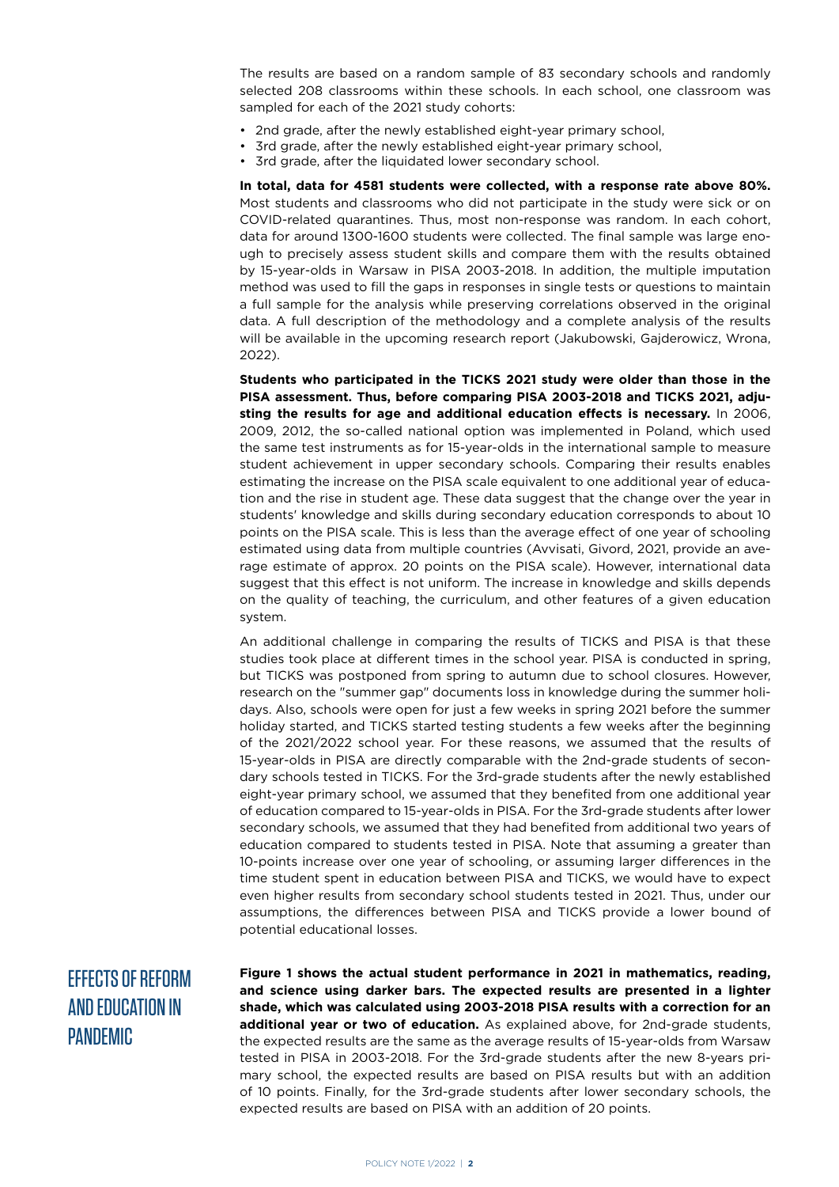The results are based on a random sample of 83 secondary schools and randomly selected 208 classrooms within these schools. In each school, one classroom was sampled for each of the 2021 study cohorts:

- 2nd grade, after the newly established eight-year primary school,
- 3rd grade, after the newly established eight-year primary school,
- 3rd grade, after the liquidated lower secondary school.

**In total, data for 4581 students were collected, with a response rate above 80%.** Most students and classrooms who did not participate in the study were sick or on COVID-related quarantines. Thus, most non-response was random. In each cohort, data for around 1300-1600 students were collected. The final sample was large enough to precisely assess student skills and compare them with the results obtained by 15-year-olds in Warsaw in PISA 2003-2018. In addition, the multiple imputation method was used to fill the gaps in responses in single tests or questions to maintain a full sample for the analysis while preserving correlations observed in the original data. A full description of the methodology and a complete analysis of the results will be available in the upcoming research report (Jakubowski, Gajderowicz, Wrona, 2022).

**Students who participated in the TICKS 2021 study were older than those in the PISA assessment. Thus, before comparing PISA 2003-2018 and TICKS 2021, adjusting the results for age and additional education effects is necessary.** In 2006, 2009, 2012, the so-called national option was implemented in Poland, which used the same test instruments as for 15-year-olds in the international sample to measure student achievement in upper secondary schools. Comparing their results enables estimating the increase on the PISA scale equivalent to one additional year of education and the rise in student age. These data suggest that the change over the year in students' knowledge and skills during secondary education corresponds to about 10 points on the PISA scale. This is less than the average effect of one year of schooling estimated using data from multiple countries (Avvisati, Givord, 2021, provide an average estimate of approx. 20 points on the PISA scale). However, international data suggest that this effect is not uniform. The increase in knowledge and skills depends on the quality of teaching, the curriculum, and other features of a given education system.

An additional challenge in comparing the results of TICKS and PISA is that these studies took place at different times in the school year. PISA is conducted in spring, but TICKS was postponed from spring to autumn due to school closures. However, research on the "summer gap" documents loss in knowledge during the summer holidays. Also, schools were open for just a few weeks in spring 2021 before the summer holiday started, and TICKS started testing students a few weeks after the beginning of the 2021/2022 school year. For these reasons, we assumed that the results of 15-year-olds in PISA are directly comparable with the 2nd-grade students of secondary schools tested in TICKS. For the 3rd-grade students after the newly established eight-year primary school, we assumed that they benefited from one additional year of education compared to 15-year-olds in PISA. For the 3rd-grade students after lower secondary schools, we assumed that they had benefited from additional two years of education compared to students tested in PISA. Note that assuming a greater than 10-points increase over one year of schooling, or assuming larger differences in the time student spent in education between PISA and TICKS, we would have to expect even higher results from secondary school students tested in 2021. Thus, under our assumptions, the differences between PISA and TICKS provide a lower bound of potential educational losses.

## EFFECTS OF REFORM AND EDUCATION IN PANDEMIC

**Figure 1 shows the actual student performance in 2021 in mathematics, reading, and science using darker bars. The expected results are presented in a lighter shade, which was calculated using 2003-2018 PISA results with a correction for an additional year or two of education.** As explained above, for 2nd-grade students, the expected results are the same as the average results of 15-year-olds from Warsaw tested in PISA in 2003-2018. For the 3rd-grade students after the new 8-years primary school, the expected results are based on PISA results but with an addition of 10 points. Finally, for the 3rd-grade students after lower secondary schools, the expected results are based on PISA with an addition of 20 points.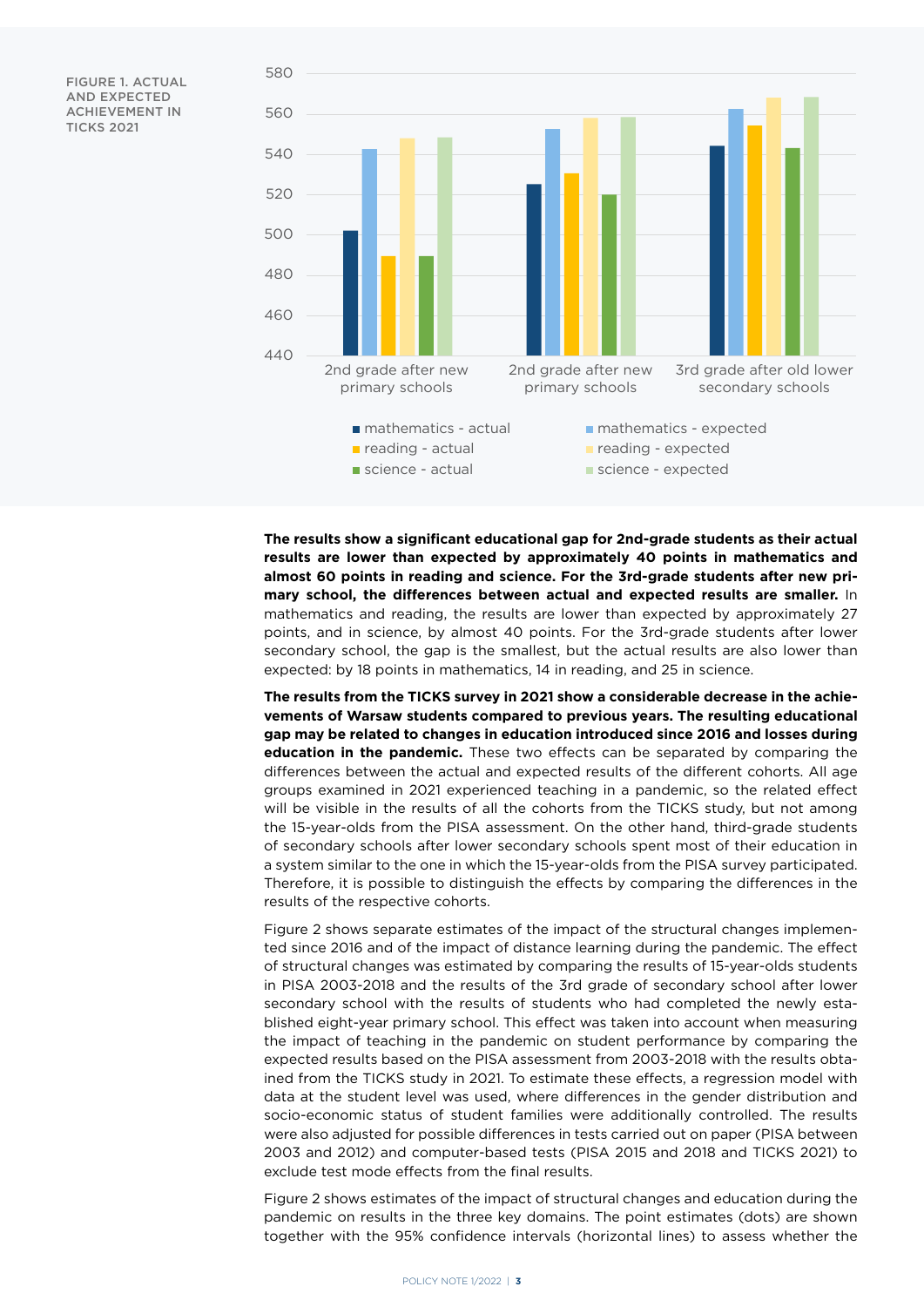FIGURE 1. ACTUAL AND EXPECTED ACHIEVEMENT IN TICKS 2021

**The results show a significant educational gap for 2nd-grade students as their actual results are lower than expected by approximately 40 points in mathematics and almost 60 points in reading and science. For the 3rd-grade students after new primary school, the differences between actual and expected results are smaller.** In mathematics and reading, the results are lower than expected by approximately 27 points, and in science, by almost 40 points. For the 3rd-grade students after lower secondary school, the gap is the smallest, but the actual results are also lower than expected: by 18 points in mathematics, 14 in reading, and 25 in science.

**The results from the TICKS survey in 2021 show a considerable decrease in the achievements of Warsaw students compared to previous years. The resulting educational gap may be related to changes in education introduced since 2016 and losses during education in the pandemic.** These two effects can be separated by comparing the differences between the actual and expected results of the different cohorts. All age groups examined in 2021 experienced teaching in a pandemic, so the related effect will be visible in the results of all the cohorts from the TICKS study, but not among the 15-year-olds from the PISA assessment. On the other hand, third-grade students of secondary schools after lower secondary schools spent most of their education in a system similar to the one in which the 15-year-olds from the PISA survey participated. Therefore, it is possible to distinguish the effects by comparing the differences in the results of the respective cohorts.

Figure 2 shows separate estimates of the impact of the structural changes implemented since 2016 and of the impact of distance learning during the pandemic. The effect of structural changes was estimated by comparing the results of 15-year-olds students in PISA 2003-2018 and the results of the 3rd grade of secondary school after lower secondary school with the results of students who had completed the newly established eight-year primary school. This effect was taken into account when measuring the impact of teaching in the pandemic on student performance by comparing the expected results based on the PISA assessment from 2003-2018 with the results obtained from the TICKS study in 2021. To estimate these effects, a regression model with data at the student level was used, where differences in the gender distribution and socio-economic status of student families were additionally controlled. The results were also adjusted for possible differences in tests carried out on paper (PISA between 2003 and 2012) and computer-based tests (PISA 2015 and 2018 and TICKS 2021) to exclude test mode effects from the final results.

Figure 2 shows estimates of the impact of structural changes and education during the pandemic on results in the three key domains. The point estimates (dots) are shown together with the 95% confidence intervals (horizontal lines) to assess whether the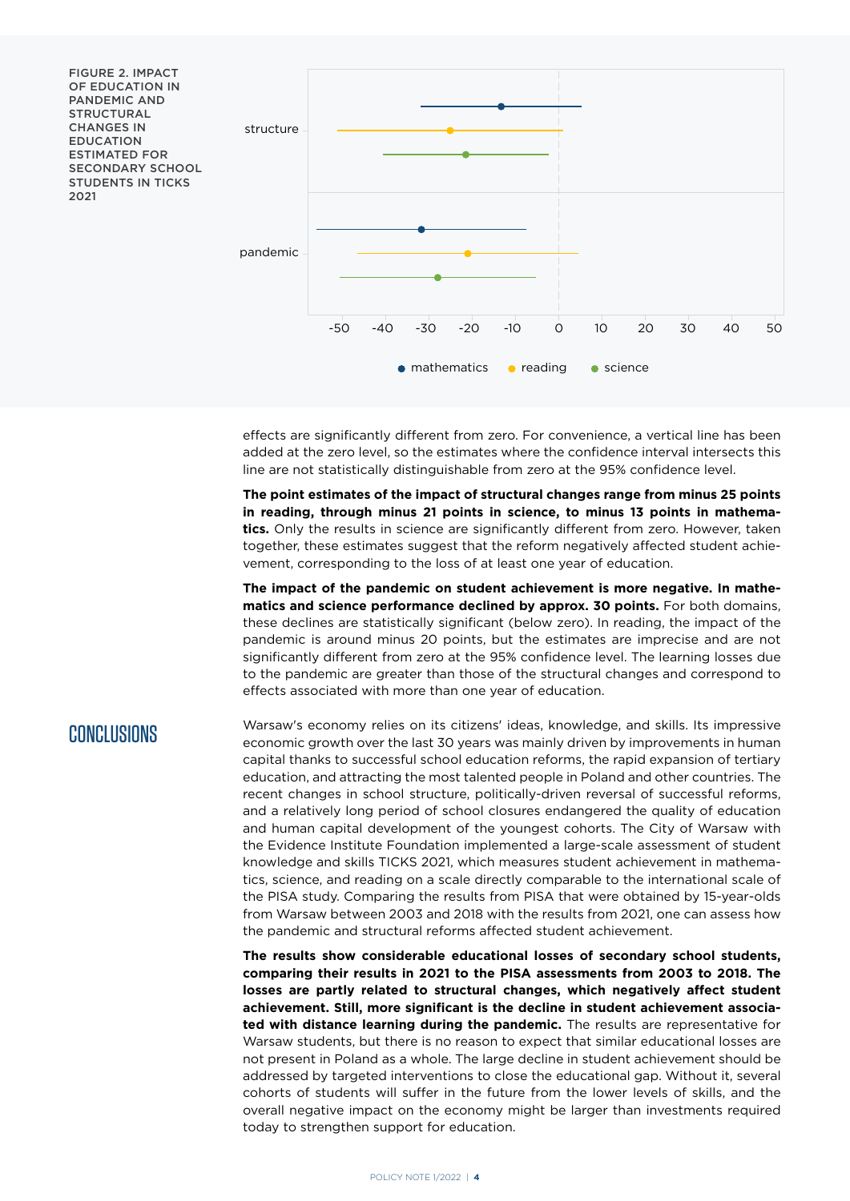FIGURE 2. IMPACT OF EDUCATION IN PANDEMIC AND STRUCTURAL CHANGES IN EDUCATION ESTIMATED FOR SECONDARY SCHOOL STUDENTS IN TICKS 2021

effects are significantly different from zero. For convenience, a vertical line has been added at the zero level, so the estimates where the confidence interval intersects this line are not statistically distinguishable from zero at the 95% confidence level.

**The point estimates of the impact of structural changes range from minus 25 points in reading, through minus 21 points in science, to minus 13 points in mathematics.** Only the results in science are significantly different from zero. However, taken together, these estimates suggest that the reform negatively affected student achievement, corresponding to the loss of at least one year of education.

**The impact of the pandemic on student achievement is more negative. In mathematics and science performance declined by approx. 30 points.** For both domains, these declines are statistically significant (below zero). In reading, the impact of the pandemic is around minus 20 points, but the estimates are imprecise and are not significantly different from zero at the 95% confidence level. The learning losses due to the pandemic are greater than those of the structural changes and correspond to effects associated with more than one year of education.

## CONCLUSIONS

Warsaw's economy relies on its citizens' ideas, knowledge, and skills. Its impressive economic growth over the last 30 years was mainly driven by improvements in human capital thanks to successful school education reforms, the rapid expansion of tertiary education, and attracting the most talented people in Poland and other countries. The recent changes in school structure, politically-driven reversal of successful reforms, and a relatively long period of school closures endangered the quality of education and human capital development of the youngest cohorts. The City of Warsaw with the Evidence Institute Foundation implemented a large-scale assessment of student knowledge and skills TICKS 2021, which measures student achievement in mathematics, science, and reading on a scale directly comparable to the international scale of the PISA study. Comparing the results from PISA that were obtained by 15-year-olds from Warsaw between 2003 and 2018 with the results from 2021, one can assess how the pandemic and structural reforms affected student achievement.

**The results show considerable educational losses of secondary school students, comparing their results in 2021 to the PISA assessments from 2003 to 2018. The losses are partly related to structural changes, which negatively affect student achievement. Still, more significant is the decline in student achievement associated with distance learning during the pandemic.** The results are representative for Warsaw students, but there is no reason to expect that similar educational losses are not present in Poland as a whole. The large decline in student achievement should be addressed by targeted interventions to close the educational gap. Without it, several cohorts of students will suffer in the future from the lower levels of skills, and the overall negative impact on the economy might be larger than investments required today to strengthen support for education.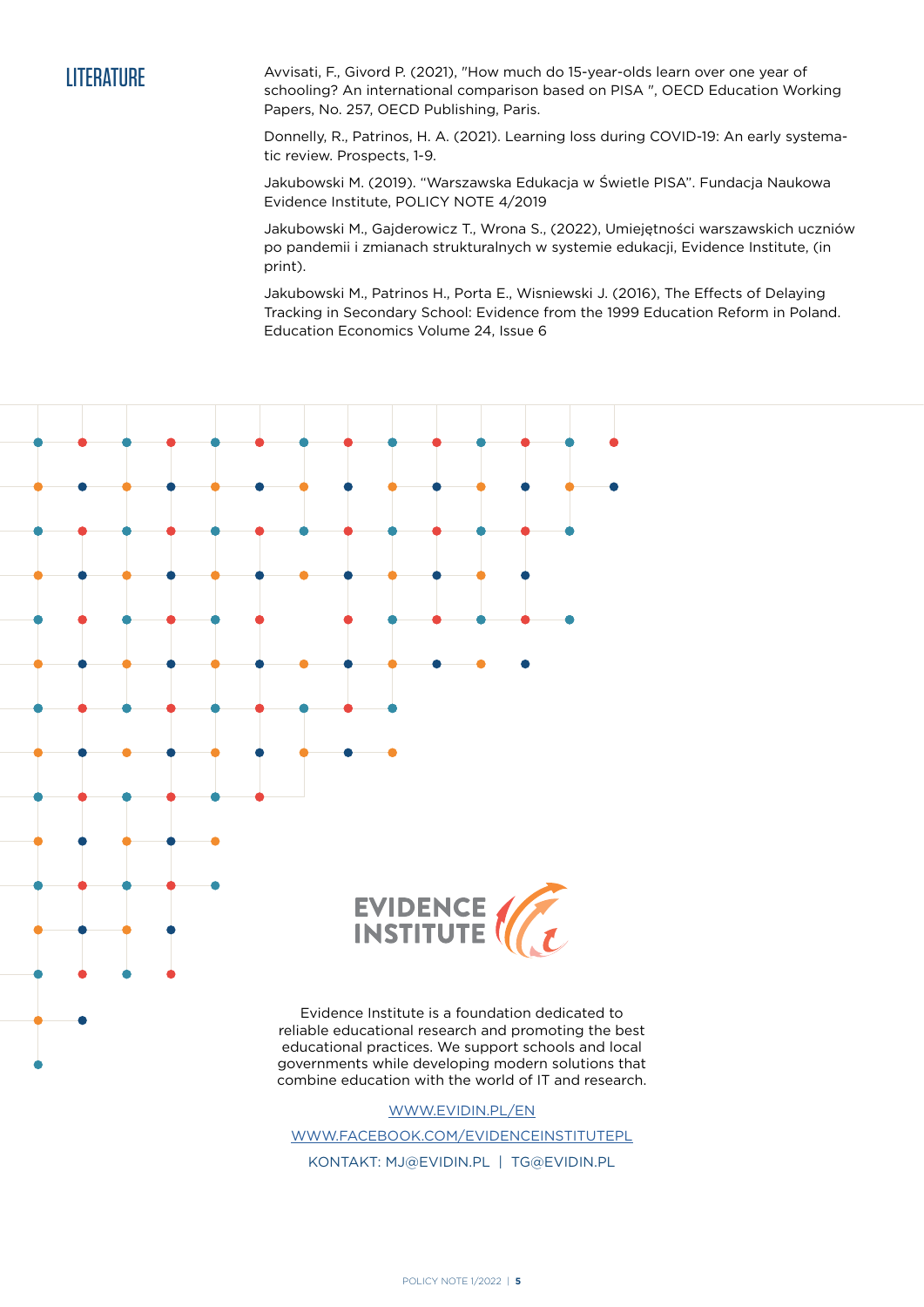## LITERATURE

Avvisati, F., Givord P. (2021), "How much do 15-year-olds learn over one year of schooling? An international comparison based on PISA ", OECD Education Working Papers, No. 257, OECD Publishing, Paris.

Donnelly, R., Patrinos, H. A. (2021). Learning loss during COVID-19: An early systematic review. Prospects, 1-9.

Jakubowski M. (2019). "Warszawska Edukacja w Świetle PISA". Fundacja Naukowa Evidence Institute, POLICY NOTE 4/2019

Jakubowski M., Gajderowicz T., Wrona S., (2022), Umiejętności warszawskich uczniów po pandemii i zmianach strukturalnych w systemie edukacji, Evidence Institute, (in print).

Jakubowski M., Patrinos H., Porta E., Wisniewski J. (2016), The Effects of Delaying Tracking in Secondary School: Evidence from the 1999 Education Reform in Poland. Education Economics Volume 24, Issue 6

EVIDENCE INSTITUTE

Evidence Institute is a foundation dedicated to reliable educational research and promoting the best educational practices. We support schools and local governments while developing modern solutions that combine education with the world of IT and research.

WWW.EVIDIN.PL/EN

WWW.FACEBOOK.COM/EVIDENCEINSTITUTEPL

KONTAKT: MJ@EVIDIN.PL | TG@EVIDIN.PL